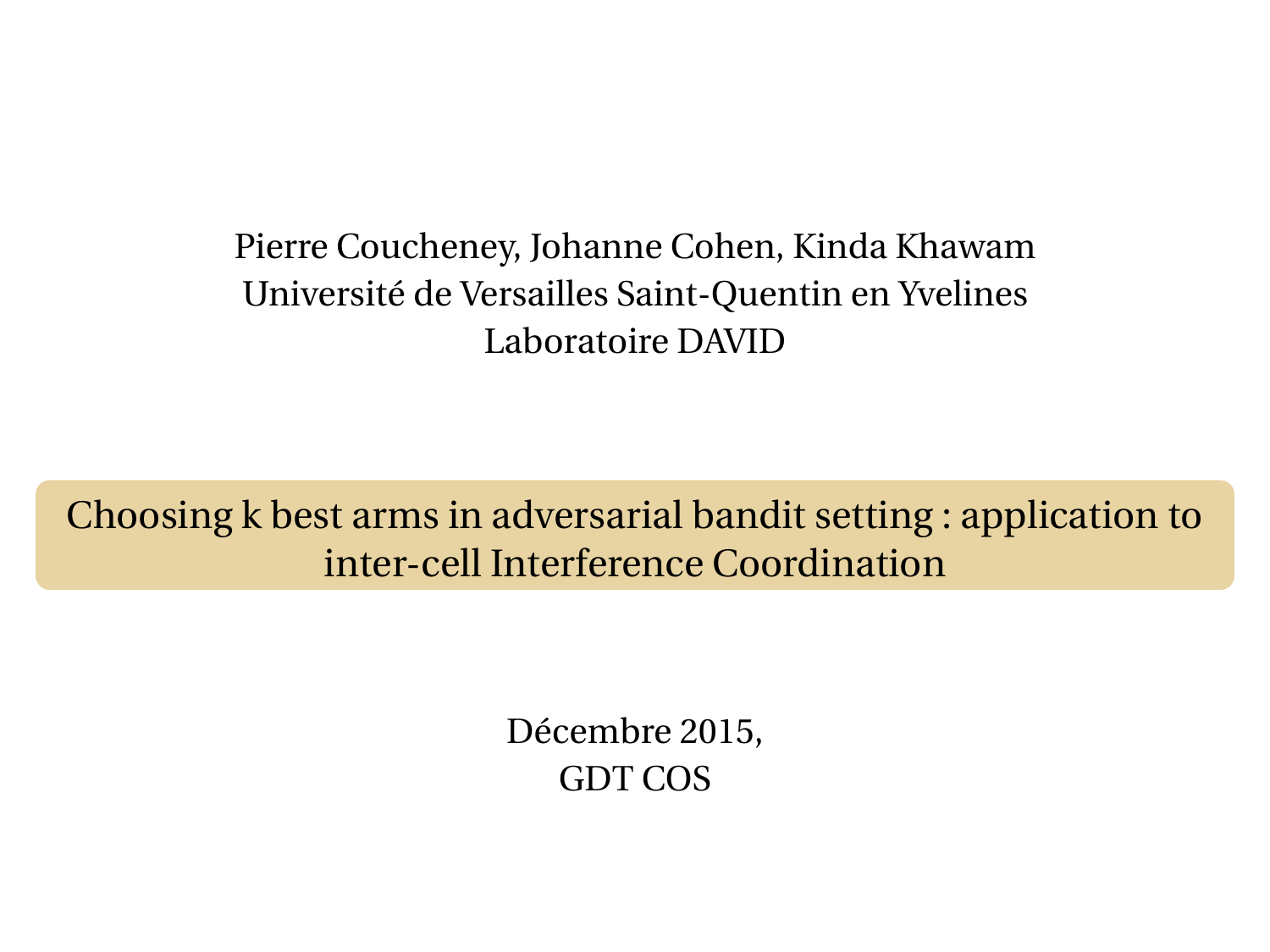Pierre Coucheney, Johanne Cohen, Kinda Khawam
Université de Versailles Saint-Quentin en Yvelines
Laboratoire DAVID

# Choosing k best arms in adversarial bandit setting : application to inter-cell Interference Coordination

Décembre 2015,
GDT COS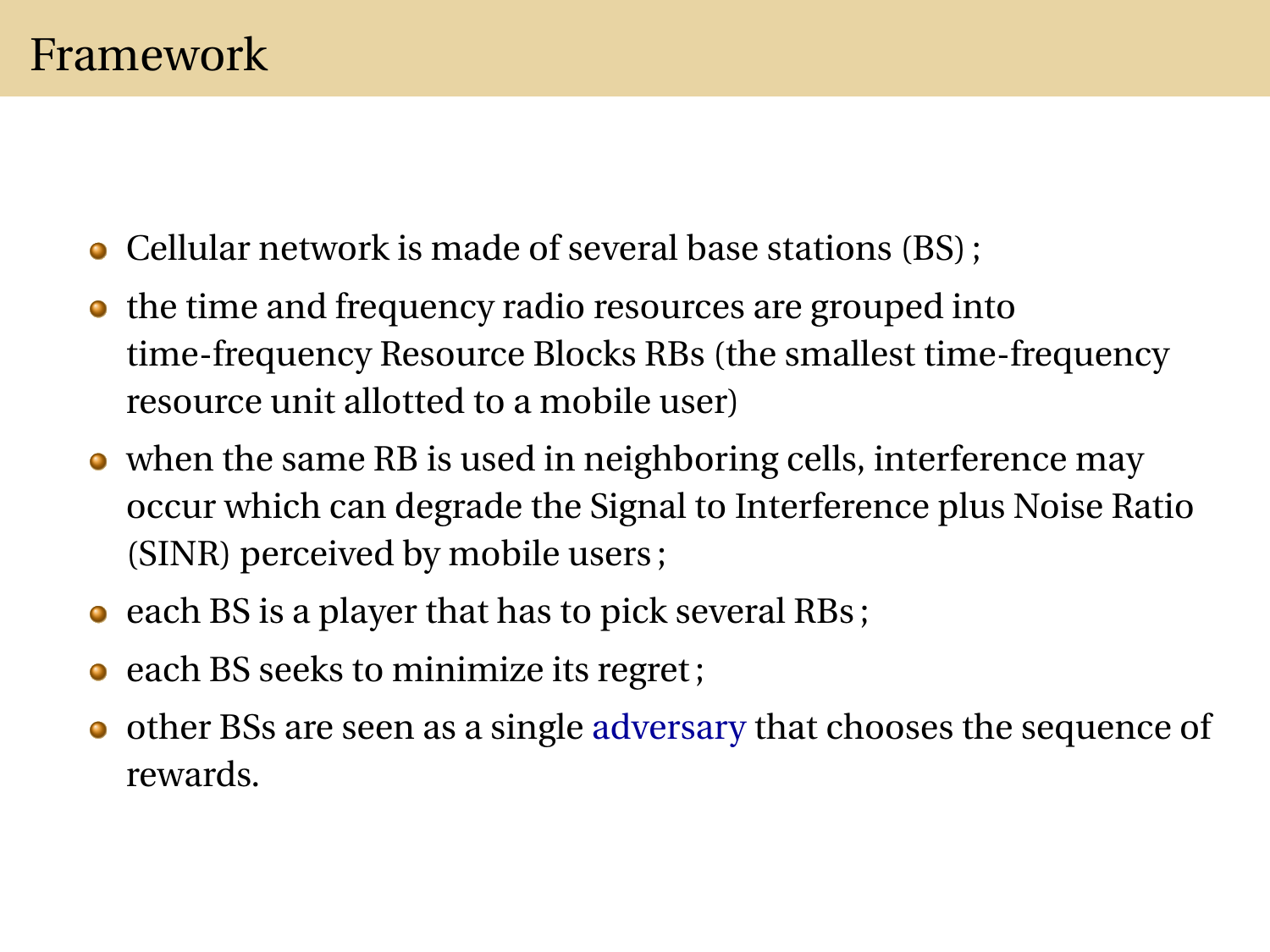# Framework

- Cellular network is made of several base stations (BS) ;
- the time and frequency radio resources are grouped into time-frequency Resource Blocks RBs (the smallest time-frequency resource unit allotted to a mobile user)
- when the same RB is used in neighboring cells, interference may occur which can degrade the Signal to Interference plus Noise Ratio (SINR) perceived by mobile users ;
- each BS is a player that has to pick several RBs ;
- each BS seeks to minimize its regret ;
- other BSs are seen as a single adversary that chooses the sequence of rewards.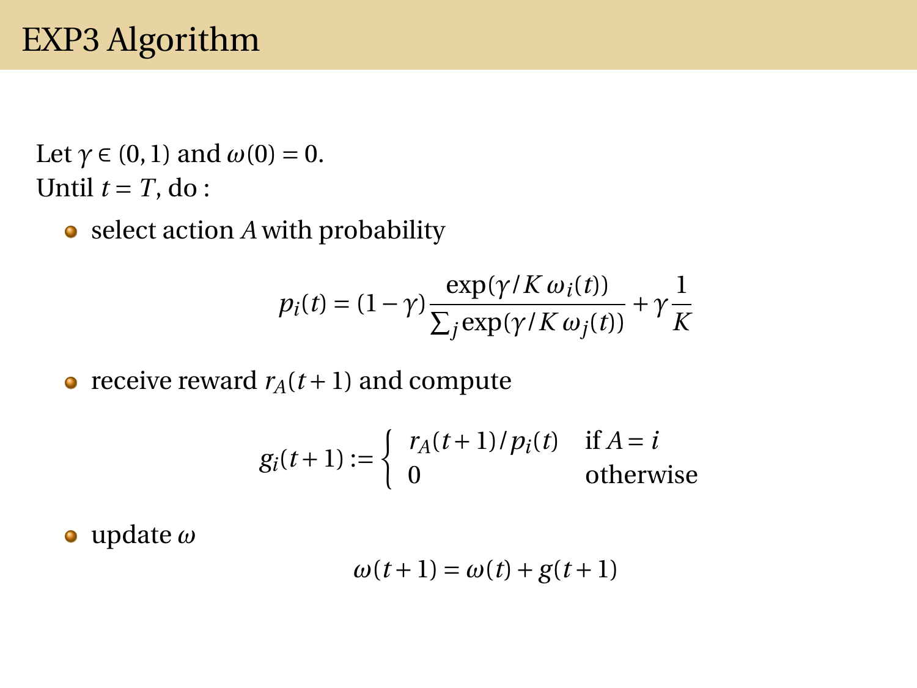# EXP3 Algorithm

Let $\gamma \in (0, 1)$ and $\omega(0) = 0$.
Until $t = T$, do :

- select action $A$ with probability

$$p_i(t) = (1-\gamma)\frac{\exp(\gamma / K\, \omega_i(t))}{\sum_j \exp(\gamma / K\, \omega_j(t))} + \gamma \frac{1}{K}$$

- receive reward $r_A(t+1)$ and compute

$$g_i(t+1) := \begin{cases} r_A(t+1)/p_i(t) & \text{if } A = i \\ 0 & \text{otherwise} \end{cases}$$

- update $\omega$

$$\omega(t+1) = \omega(t) + g(t+1)$$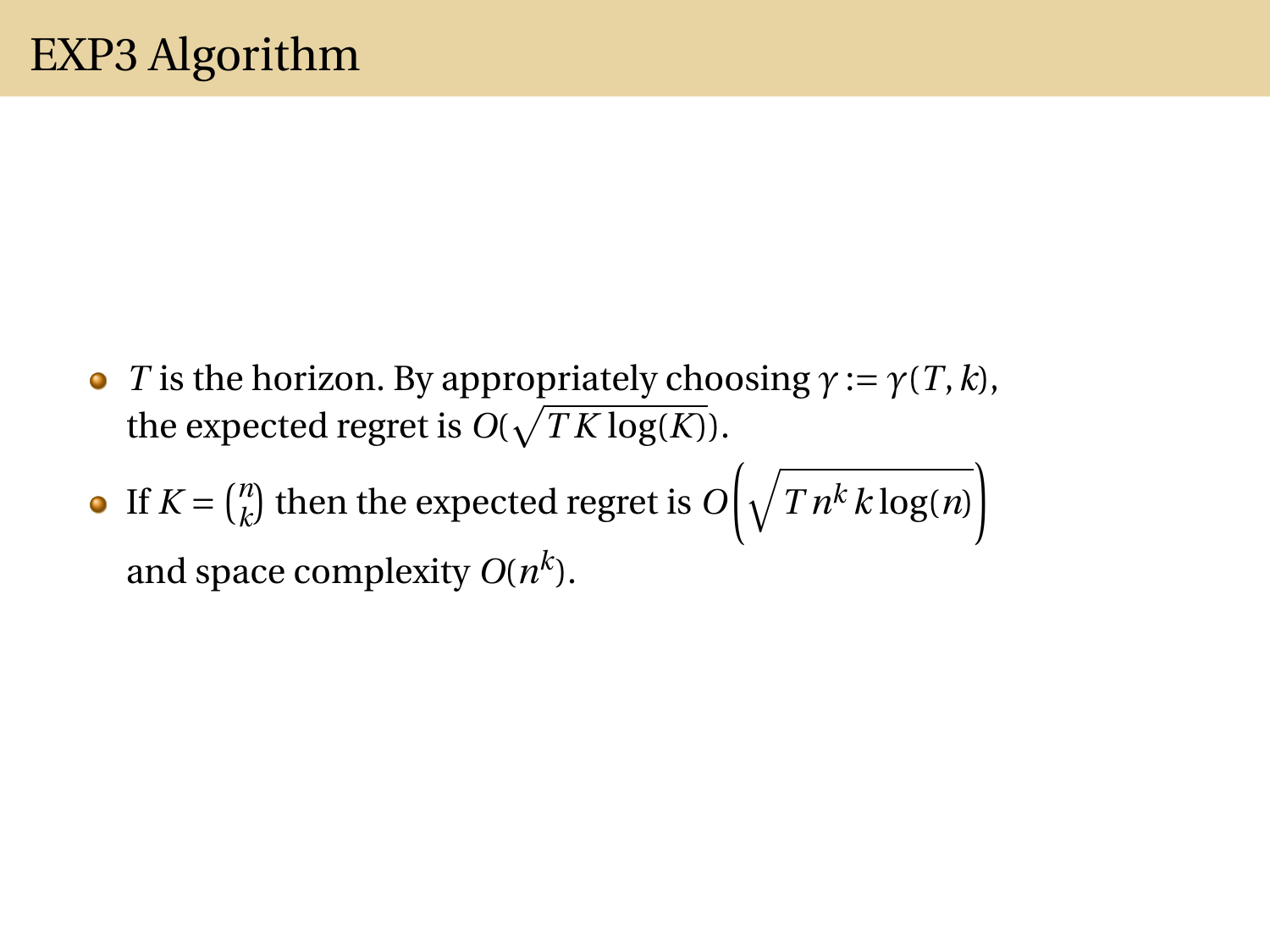# EXP3 Algorithm

- $T$ is the horizon. By appropriately choosing $\gamma := \gamma(T, k)$, the expected regret is $O(\sqrt{T K \log(K)})$.
- If $K = \binom{n}{k}$ then the expected regret is $O\left(\sqrt{T n^k k \log(n)}\right)$ and space complexity $O(n^k)$.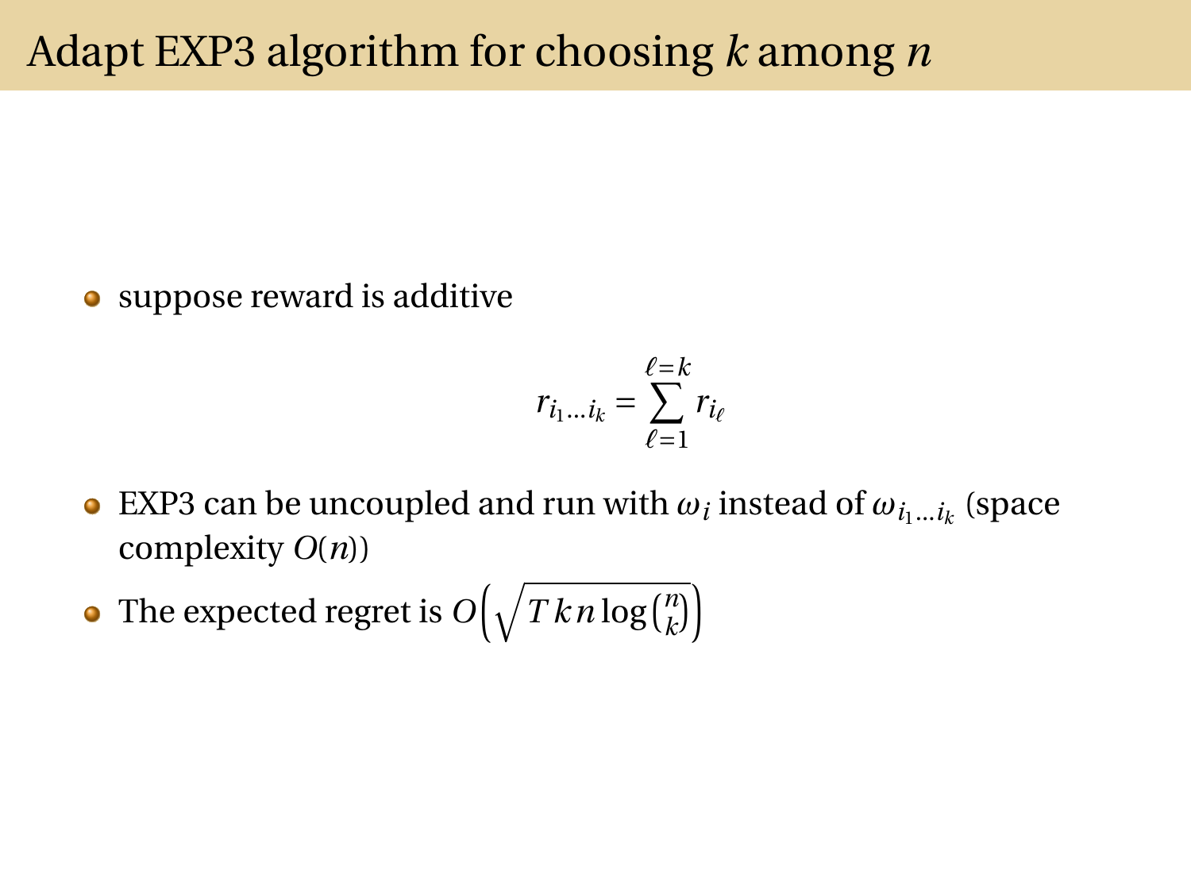# Adapt EXP3 algorithm for choosing $k$ among $n$

- suppose reward is additive

$$r_{i_1 \ldots i_k} = \sum_{\ell=1}^{\ell=k} r_{i_\ell}$$

- EXP3 can be uncoupled and run with $\omega_i$ instead of $\omega_{i_1 \ldots i_k}$ (space complexity $O(n)$)
- The expected regret is $O\left(\sqrt{T\,k\,n \log \binom{n}{k}}\right)$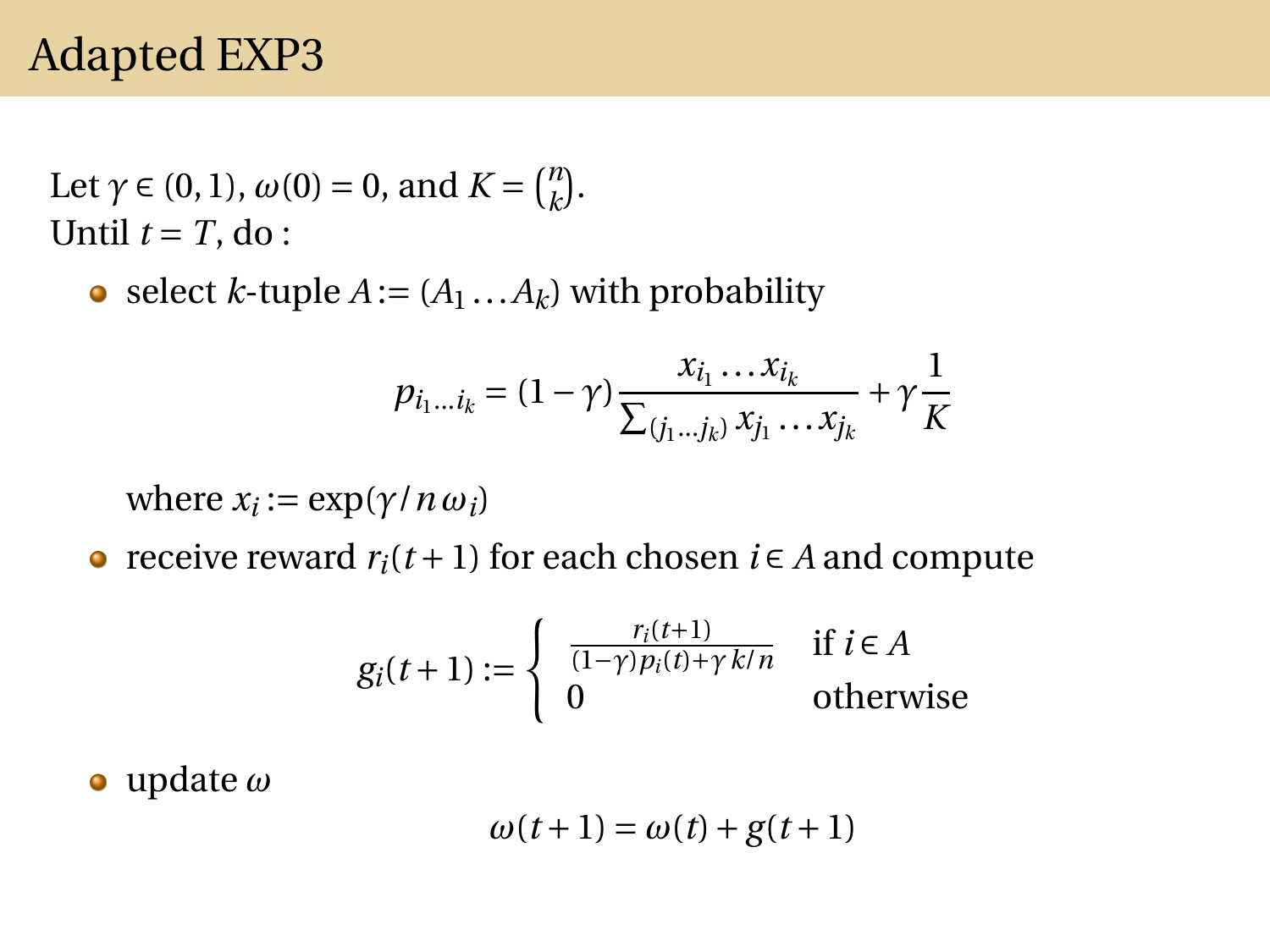# Adapted EXP3

Let $\gamma \in (0,1)$, $\omega(0) = 0$, and $K = \binom{n}{k}$.
Until $t = T$, do :

- select $k$-tuple $A := (A_1 \dots A_k)$ with probability

$$p_{i_1 \dots i_k} = (1-\gamma)\frac{x_{i_1} \dots x_{i_k}}{\sum_{(j_1 \dots j_k)} x_{j_1} \dots x_{j_k}} + \gamma \frac{1}{K}$$

  where $x_i := \exp(\gamma / n \, \omega_i)$

- receive reward $r_i(t+1)$ for each chosen $i \in A$ and compute

$$g_i(t+1) := \begin{cases} \frac{r_i(t+1)}{(1-\gamma) p_i(t) + \gamma \, k/n} & \text{if } i \in A \\ 0 & \text{otherwise} \end{cases}$$

- update $\omega$

$$\omega(t+1) = \omega(t) + g(t+1)$$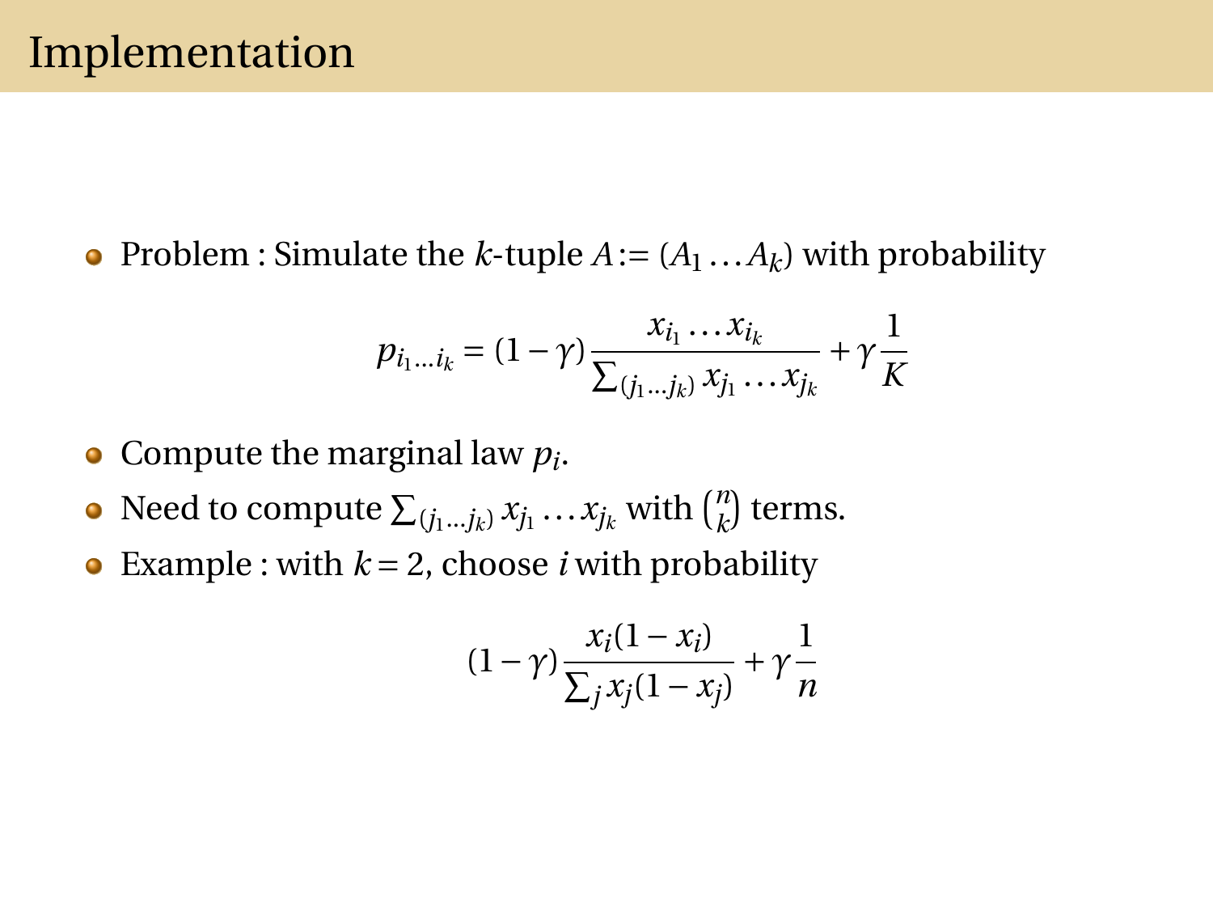# Implementation

- Problem : Simulate the $k$-tuple $A := (A_1 \dots A_k)$ with probability

$$p_{i_1 \dots i_k} = (1-\gamma) \frac{x_{i_1} \dots x_{i_k}}{\sum_{(j_1 \dots j_k)} x_{j_1} \dots x_{j_k}} + \gamma \frac{1}{K}$$

- Compute the marginal law $p_i$.
- Need to compute $\sum_{(j_1 \dots j_k)} x_{j_1} \dots x_{j_k}$ with $\binom{n}{k}$ terms.
- Example : with $k = 2$, choose $i$ with probability

$$(1-\gamma) \frac{x_i (1 - x_i)}{\sum_j x_j (1 - x_j)} + \gamma \frac{1}{n}$$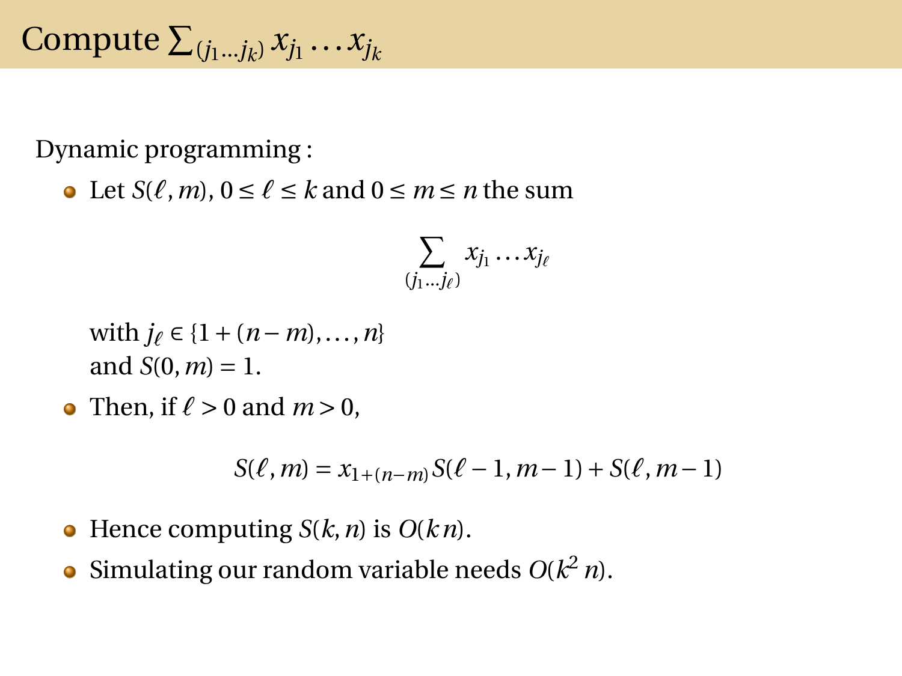# Compute $\sum_{(j_1 \ldots j_k)} x_{j_1} \ldots x_{j_k}$

Dynamic programming :

- Let $S(\ell, m)$, $0 \le \ell \le k$ and $0 \le m \le n$ the sum

$$\sum_{(j_1 \ldots j_\ell)} x_{j_1} \ldots x_{j_\ell}$$

  with $j_\ell \in \{1 + (n-m), \ldots, n\}$
  and $S(0, m) = 1$.

- Then, if $\ell > 0$ and $m > 0$,

$$S(\ell, m) = x_{1+(n-m)} S(\ell - 1, m - 1) + S(\ell, m - 1)$$

- Hence computing $S(k, n)$ is $O(k\,n)$.
- Simulating our random variable needs $O(k^2\,n)$.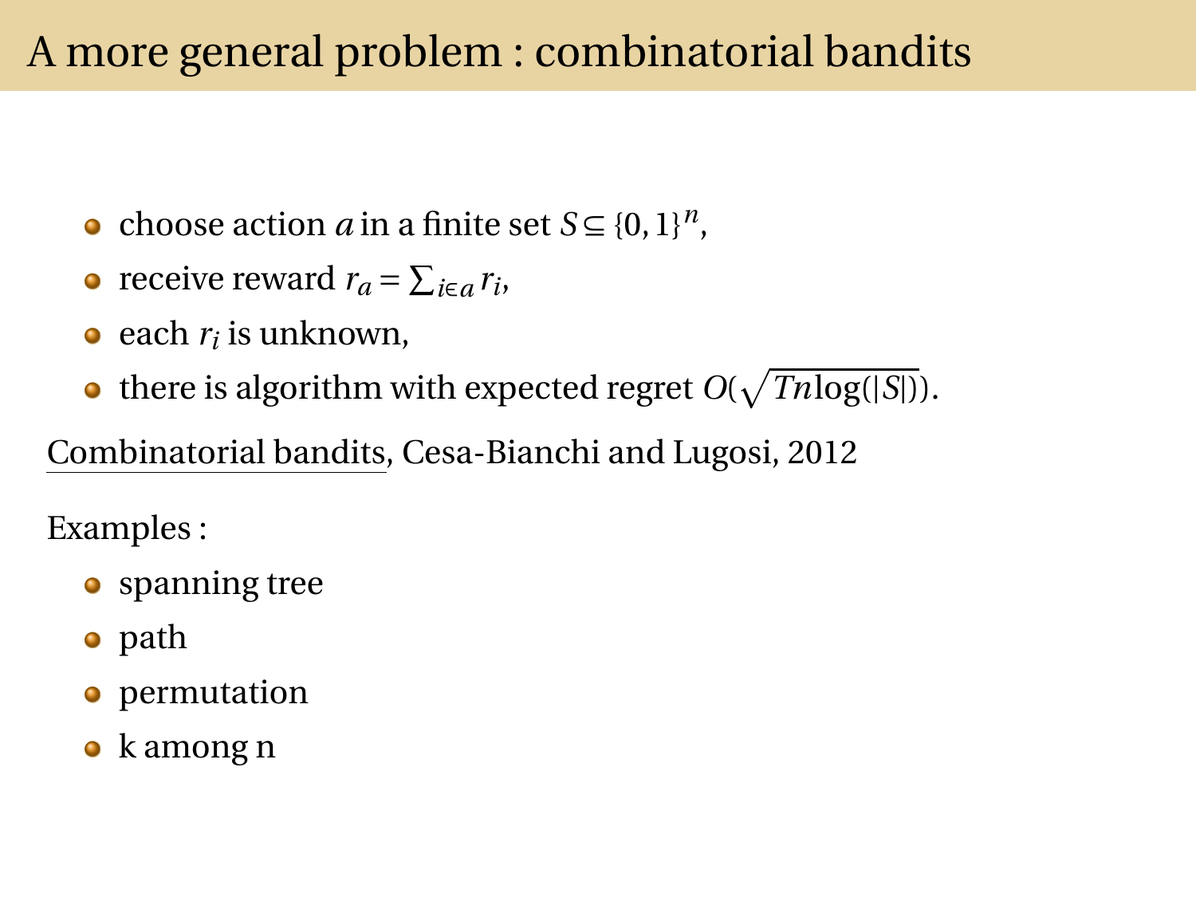# A more general problem : combinatorial bandits

- choose action $a$ in a finite set $S \subseteq \{0,1\}^n$,
- receive reward $r_a = \sum_{i \in a} r_i$,
- each $r_i$ is unknown,
- there is algorithm with expected regret $O(\sqrt{Tn\log(|S|)})$.

Combinatorial bandits, Cesa-Bianchi and Lugosi, 2012

Examples :

- spanning tree
- path
- permutation
- k among n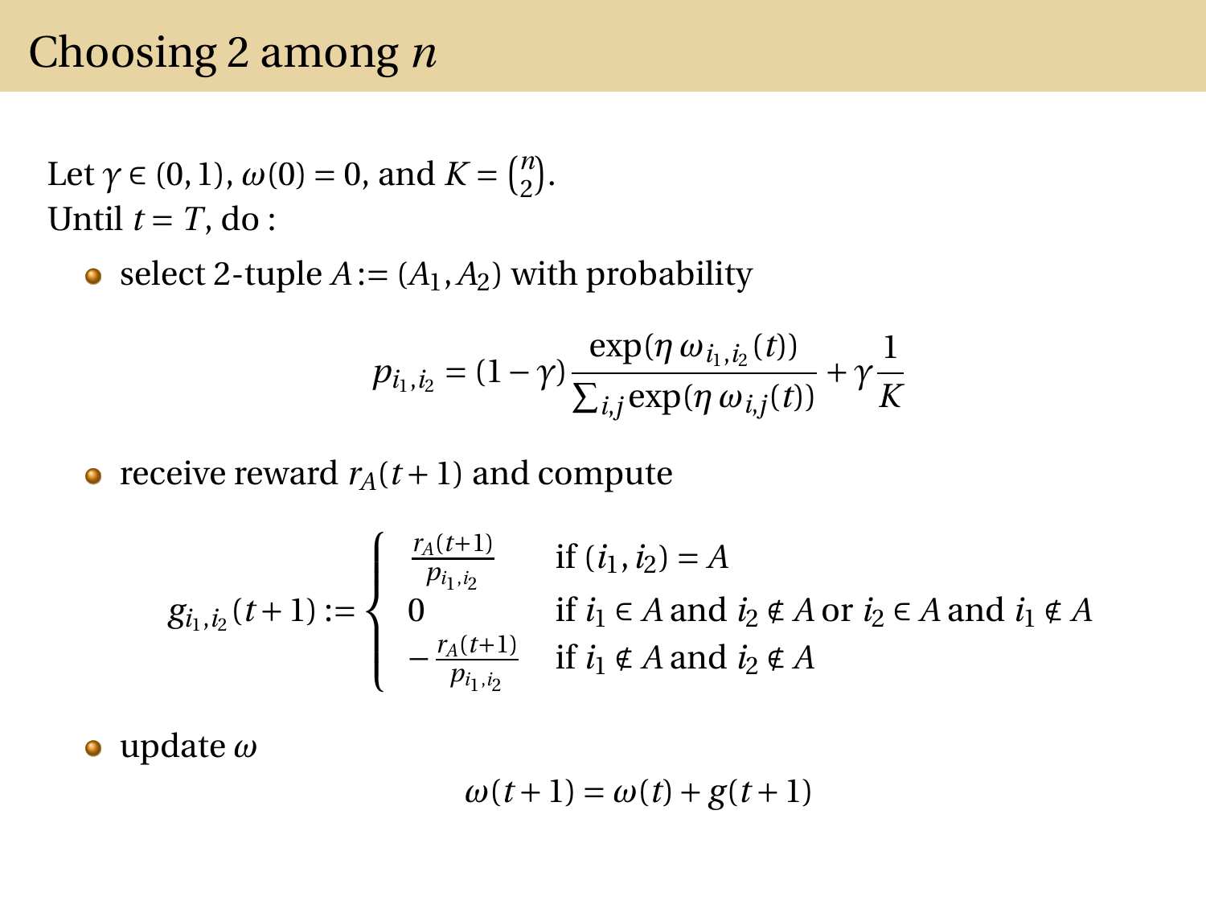# Choosing 2 among $n$

Let $\gamma \in (0,1)$, $\omega(0) = 0$, and $K = \binom{n}{2}$.
Until $t = T$, do :

- select 2-tuple $A := (A_1, A_2)$ with probability

$$p_{i_1,i_2} = (1-\gamma)\frac{\exp(\eta\, \omega_{i_1,i_2}(t))}{\sum_{i,j}\exp(\eta\, \omega_{i,j}(t))} + \gamma\frac{1}{K}$$

- receive reward $r_A(t+1)$ and compute

$$g_{i_1,i_2}(t+1) := \begin{cases} \frac{r_A(t+1)}{p_{i_1,i_2}} & \text{if } (i_1,i_2) = A \\ 0 & \text{if } i_1 \in A \text{ and } i_2 \notin A \text{ or } i_2 \in A \text{ and } i_1 \notin A \\ -\frac{r_A(t+1)}{p_{i_1,i_2}} & \text{if } i_1 \notin A \text{ and } i_2 \notin A \end{cases}$$

- update $\omega$

$$\omega(t+1) = \omega(t) + g(t+1)$$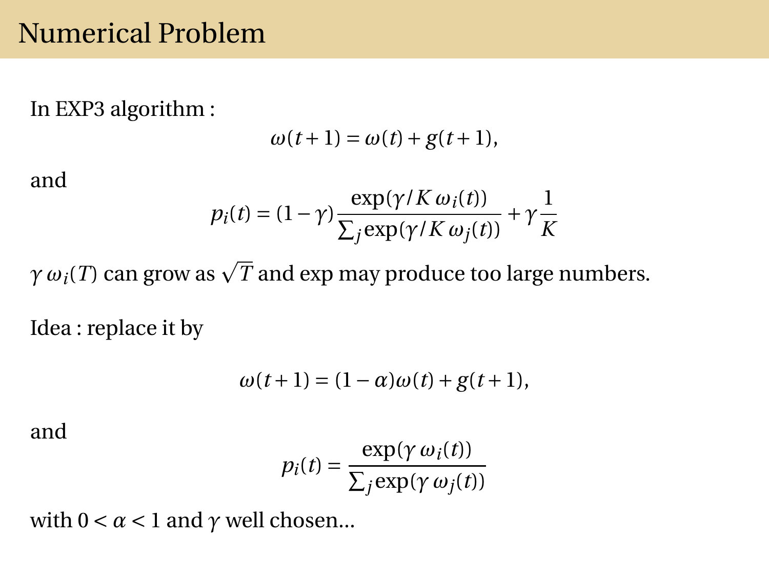# Numerical Problem

In EXP3 algorithm :

$$\omega(t+1) = \omega(t) + g(t+1),$$

and

$$p_i(t) = (1-\gamma)\frac{\exp(\gamma/K\,\omega_i(t))}{\sum_j \exp(\gamma/K\,\omega_j(t))} + \gamma\frac{1}{K}$$

$\gamma\,\omega_i(T)$ can grow as $\sqrt{T}$ and exp may produce too large numbers.

Idea : replace it by

$$\omega(t+1) = (1-\alpha)\omega(t) + g(t+1),$$

and

$$p_i(t) = \frac{\exp(\gamma\,\omega_i(t))}{\sum_j \exp(\gamma\,\omega_j(t))}$$

with $0 < \alpha < 1$ and $\gamma$ well chosen...